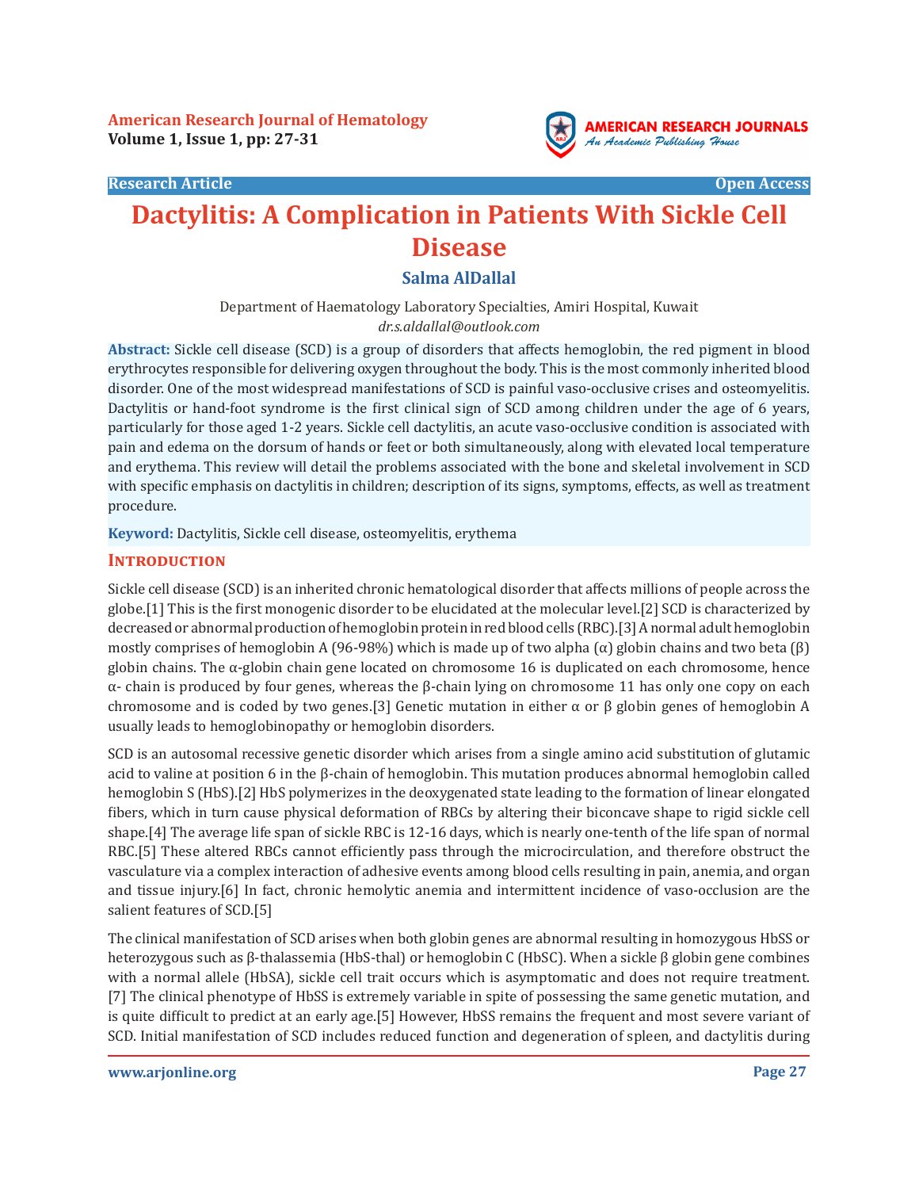Research Article | Open Access

# Dactylitis: A Complication in Patients With Sickle Cell Disease

**Salma AlDallal**

Department of Haematology Laboratory Specialties, Amiri Hospital, Kuwait
*dr.s.aldallal@outlook.com*

**Abstract:** Sickle cell disease (SCD) is a group of disorders that affects hemoglobin, the red pigment in blood erythrocytes responsible for delivering oxygen throughout the body. This is the most commonly inherited blood disorder. One of the most widespread manifestations of SCD is painful vaso-occlusive crises and osteomyelitis. Dactylitis or hand-foot syndrome is the first clinical sign of SCD among children under the age of 6 years, particularly for those aged 1-2 years. Sickle cell dactylitis, an acute vaso-occlusive condition is associated with pain and edema on the dorsum of hands or feet or both simultaneously, along with elevated local temperature and erythema. This review will detail the problems associated with the bone and skeletal involvement in SCD with specific emphasis on dactylitis in children; description of its signs, symptoms, effects, as well as treatment procedure.

**Keyword:** Dactylitis, Sickle cell disease, osteomyelitis, erythema

## Introduction

Sickle cell disease (SCD) is an inherited chronic hematological disorder that affects millions of people across the globe.[1] This is the first monogenic disorder to be elucidated at the molecular level.[2] SCD is characterized by decreased or abnormal production of hemoglobin protein in red blood cells (RBC).[3] A normal adult hemoglobin mostly comprises of hemoglobin A (96-98%) which is made up of two alpha (α) globin chains and two beta (β) globin chains. The α-globin chain gene located on chromosome 16 is duplicated on each chromosome, hence α- chain is produced by four genes, whereas the β-chain lying on chromosome 11 has only one copy on each chromosome and is coded by two genes.[3] Genetic mutation in either α or β globin genes of hemoglobin A usually leads to hemoglobinopathy or hemoglobin disorders.

SCD is an autosomal recessive genetic disorder which arises from a single amino acid substitution of glutamic acid to valine at position 6 in the β-chain of hemoglobin. This mutation produces abnormal hemoglobin called hemoglobin S (HbS).[2] HbS polymerizes in the deoxygenated state leading to the formation of linear elongated fibers, which in turn cause physical deformation of RBCs by altering their biconcave shape to rigid sickle cell shape.[4] The average life span of sickle RBC is 12-16 days, which is nearly one-tenth of the life span of normal RBC.[5] These altered RBCs cannot efficiently pass through the microcirculation, and therefore obstruct the vasculature via a complex interaction of adhesive events among blood cells resulting in pain, anemia, and organ and tissue injury.[6] In fact, chronic hemolytic anemia and intermittent incidence of vaso-occlusion are the salient features of SCD.[5]

The clinical manifestation of SCD arises when both globin genes are abnormal resulting in homozygous HbSS or heterozygous such as β-thalassemia (HbS-thal) or hemoglobin C (HbSC). When a sickle β globin gene combines with a normal allele (HbSA), sickle cell trait occurs which is asymptomatic and does not require treatment.[7] The clinical phenotype of HbSS is extremely variable in spite of possessing the same genetic mutation, and is quite difficult to predict at an early age.[5] However, HbSS remains the frequent and most severe variant of SCD. Initial manifestation of SCD includes reduced function and degeneration of spleen, and dactylitis during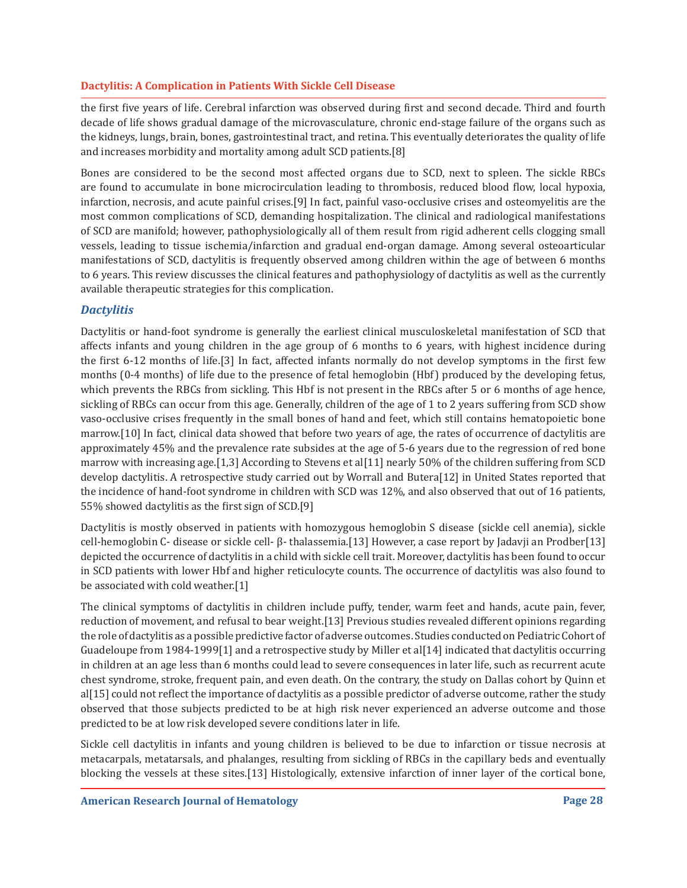the first five years of life. Cerebral infarction was observed during first and second decade. Third and fourth decade of life shows gradual damage of the microvasculature, chronic end-stage failure of the organs such as the kidneys, lungs, brain, bones, gastrointestinal tract, and retina. This eventually deteriorates the quality of life and increases morbidity and mortality among adult SCD patients.[8]

Bones are considered to be the second most affected organs due to SCD, next to spleen. The sickle RBCs are found to accumulate in bone microcirculation leading to thrombosis, reduced blood flow, local hypoxia, infarction, necrosis, and acute painful crises.[9] In fact, painful vaso-occlusive crises and osteomyelitis are the most common complications of SCD, demanding hospitalization. The clinical and radiological manifestations of SCD are manifold; however, pathophysiologically all of them result from rigid adherent cells clogging small vessels, leading to tissue ischemia/infarction and gradual end-organ damage. Among several osteoarticular manifestations of SCD, dactylitis is frequently observed among children within the age of between 6 months to 6 years. This review discusses the clinical features and pathophysiology of dactylitis as well as the currently available therapeutic strategies for this complication.

## *Dactylitis*

Dactylitis or hand-foot syndrome is generally the earliest clinical musculoskeletal manifestation of SCD that affects infants and young children in the age group of 6 months to 6 years, with highest incidence during the first 6-12 months of life.[3] In fact, affected infants normally do not develop symptoms in the first few months (0-4 months) of life due to the presence of fetal hemoglobin (Hbf) produced by the developing fetus, which prevents the RBCs from sickling. This Hbf is not present in the RBCs after 5 or 6 months of age hence, sickling of RBCs can occur from this age. Generally, children of the age of 1 to 2 years suffering from SCD show vaso-occlusive crises frequently in the small bones of hand and feet, which still contains hematopoietic bone marrow.[10] In fact, clinical data showed that before two years of age, the rates of occurrence of dactylitis are approximately 45% and the prevalence rate subsides at the age of 5-6 years due to the regression of red bone marrow with increasing age.[1,3] According to Stevens et al[11] nearly 50% of the children suffering from SCD develop dactylitis. A retrospective study carried out by Worrall and Butera[12] in United States reported that the incidence of hand-foot syndrome in children with SCD was 12%, and also observed that out of 16 patients, 55% showed dactylitis as the first sign of SCD.[9]

Dactylitis is mostly observed in patients with homozygous hemoglobin S disease (sickle cell anemia), sickle cell-hemoglobin C- disease or sickle cell- β- thalassemia.[13] However, a case report by Jadavji an Prodber[13] depicted the occurrence of dactylitis in a child with sickle cell trait. Moreover, dactylitis has been found to occur in SCD patients with lower Hbf and higher reticulocyte counts. The occurrence of dactylitis was also found to be associated with cold weather.[1]

The clinical symptoms of dactylitis in children include puffy, tender, warm feet and hands, acute pain, fever, reduction of movement, and refusal to bear weight.[13] Previous studies revealed different opinions regarding the role of dactylitis as a possible predictive factor of adverse outcomes. Studies conducted on Pediatric Cohort of Guadeloupe from 1984-1999[1] and a retrospective study by Miller et al[14] indicated that dactylitis occurring in children at an age less than 6 months could lead to severe consequences in later life, such as recurrent acute chest syndrome, stroke, frequent pain, and even death. On the contrary, the study on Dallas cohort by Quinn et al[15] could not reflect the importance of dactylitis as a possible predictor of adverse outcome, rather the study observed that those subjects predicted to be at high risk never experienced an adverse outcome and those predicted to be at low risk developed severe conditions later in life.

Sickle cell dactylitis in infants and young children is believed to be due to infarction or tissue necrosis at metacarpals, metatarsals, and phalanges, resulting from sickling of RBCs in the capillary beds and eventually blocking the vessels at these sites.[13] Histologically, extensive infarction of inner layer of the cortical bone,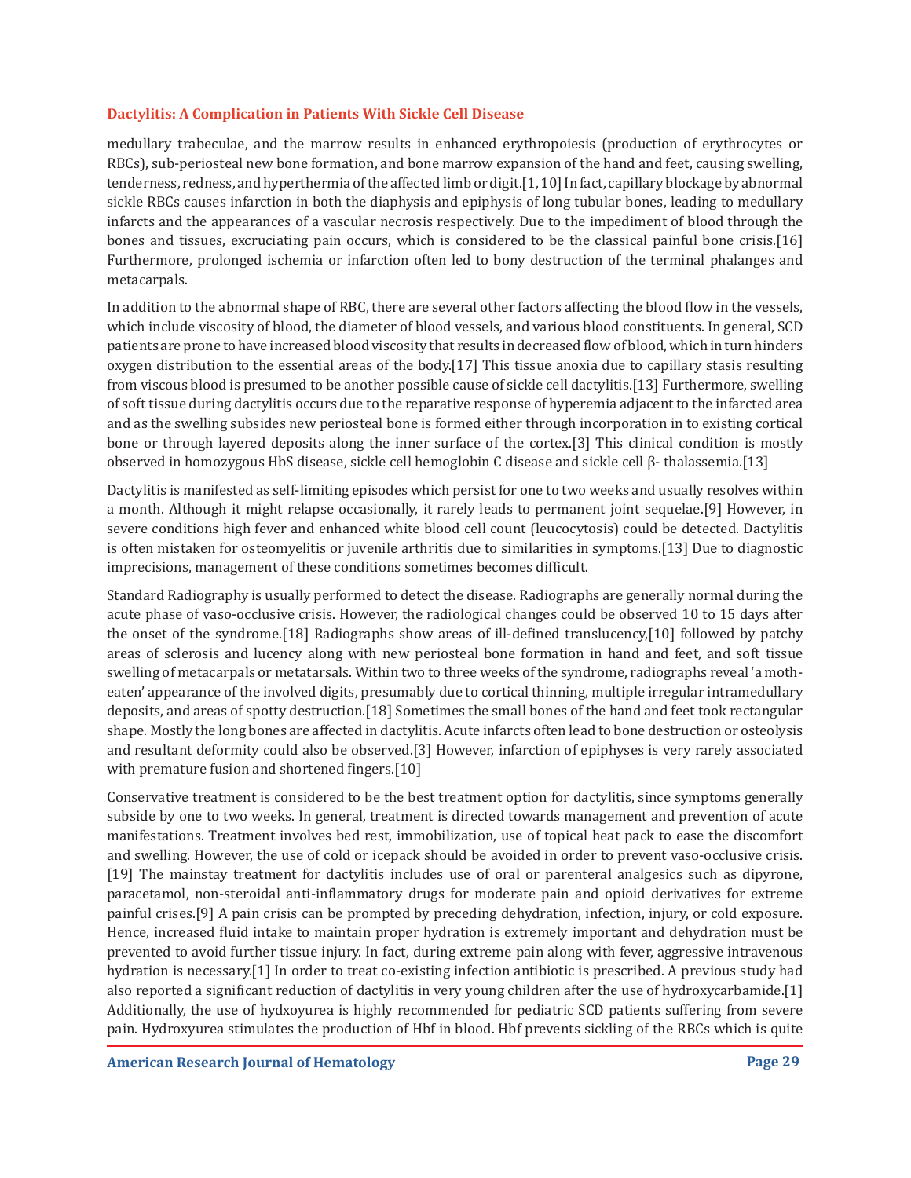medullary trabeculae, and the marrow results in enhanced erythropoiesis (production of erythrocytes or RBCs), sub-periosteal new bone formation, and bone marrow expansion of the hand and feet, causing swelling, tenderness, redness, and hyperthermia of the affected limb or digit.[1, 10] In fact, capillary blockage by abnormal sickle RBCs causes infarction in both the diaphysis and epiphysis of long tubular bones, leading to medullary infarcts and the appearances of a vascular necrosis respectively. Due to the impediment of blood through the bones and tissues, excruciating pain occurs, which is considered to be the classical painful bone crisis.[16] Furthermore, prolonged ischemia or infarction often led to bony destruction of the terminal phalanges and metacarpals.

In addition to the abnormal shape of RBC, there are several other factors affecting the blood flow in the vessels, which include viscosity of blood, the diameter of blood vessels, and various blood constituents. In general, SCD patients are prone to have increased blood viscosity that results in decreased flow of blood, which in turn hinders oxygen distribution to the essential areas of the body.[17] This tissue anoxia due to capillary stasis resulting from viscous blood is presumed to be another possible cause of sickle cell dactylitis.[13] Furthermore, swelling of soft tissue during dactylitis occurs due to the reparative response of hyperemia adjacent to the infarcted area and as the swelling subsides new periosteal bone is formed either through incorporation in to existing cortical bone or through layered deposits along the inner surface of the cortex.[3] This clinical condition is mostly observed in homozygous HbS disease, sickle cell hemoglobin C disease and sickle cell β- thalassemia.[13]

Dactylitis is manifested as self-limiting episodes which persist for one to two weeks and usually resolves within a month. Although it might relapse occasionally, it rarely leads to permanent joint sequelae.[9] However, in severe conditions high fever and enhanced white blood cell count (leucocytosis) could be detected. Dactylitis is often mistaken for osteomyelitis or juvenile arthritis due to similarities in symptoms.[13] Due to diagnostic imprecisions, management of these conditions sometimes becomes difficult.

Standard Radiography is usually performed to detect the disease. Radiographs are generally normal during the acute phase of vaso-occlusive crisis. However, the radiological changes could be observed 10 to 15 days after the onset of the syndrome.[18] Radiographs show areas of ill-defined translucency,[10] followed by patchy areas of sclerosis and lucency along with new periosteal bone formation in hand and feet, and soft tissue swelling of metacarpals or metatarsals. Within two to three weeks of the syndrome, radiographs reveal 'a moth-eaten' appearance of the involved digits, presumably due to cortical thinning, multiple irregular intramedullary deposits, and areas of spotty destruction.[18] Sometimes the small bones of the hand and feet took rectangular shape. Mostly the long bones are affected in dactylitis. Acute infarcts often lead to bone destruction or osteolysis and resultant deformity could also be observed.[3] However, infarction of epiphyses is very rarely associated with premature fusion and shortened fingers.[10]

Conservative treatment is considered to be the best treatment option for dactylitis, since symptoms generally subside by one to two weeks. In general, treatment is directed towards management and prevention of acute manifestations. Treatment involves bed rest, immobilization, use of topical heat pack to ease the discomfort and swelling. However, the use of cold or icepack should be avoided in order to prevent vaso-occlusive crisis.[19] The mainstay treatment for dactylitis includes use of oral or parenteral analgesics such as dipyrone, paracetamol, non-steroidal anti-inflammatory drugs for moderate pain and opioid derivatives for extreme painful crises.[9] A pain crisis can be prompted by preceding dehydration, infection, injury, or cold exposure. Hence, increased fluid intake to maintain proper hydration is extremely important and dehydration must be prevented to avoid further tissue injury. In fact, during extreme pain along with fever, aggressive intravenous hydration is necessary.[1] In order to treat co-existing infection antibiotic is prescribed. A previous study had also reported a significant reduction of dactylitis in very young children after the use of hydroxycarbamide.[1] Additionally, the use of hydxoyurea is highly recommended for pediatric SCD patients suffering from severe pain. Hydroxyurea stimulates the production of Hbf in blood. Hbf prevents sickling of the RBCs which is quite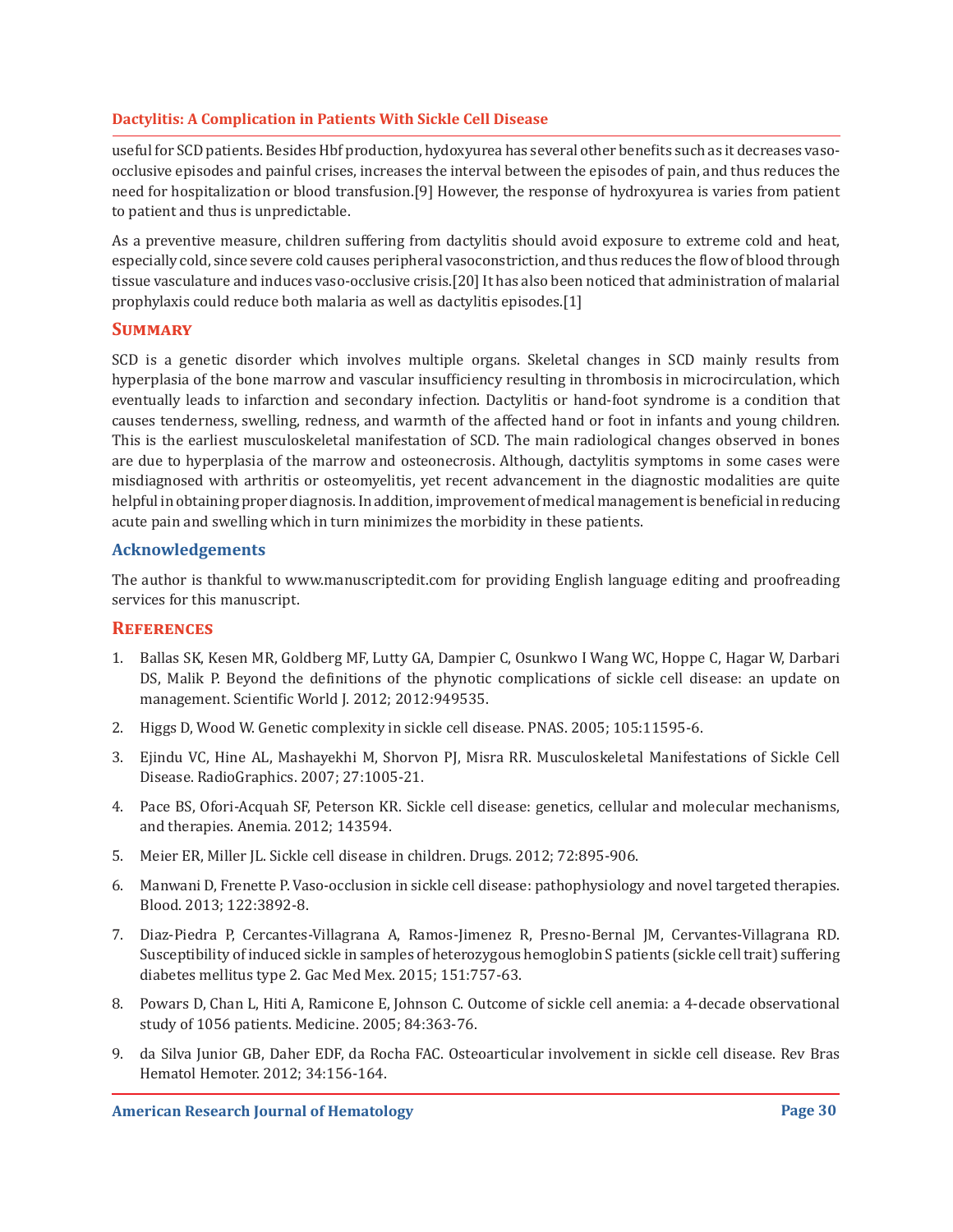useful for SCD patients. Besides Hbf production, hydoxyurea has several other benefits such as it decreases vaso-occlusive episodes and painful crises, increases the interval between the episodes of pain, and thus reduces the need for hospitalization or blood transfusion.[9] However, the response of hydroxyurea is varies from patient to patient and thus is unpredictable.

As a preventive measure, children suffering from dactylitis should avoid exposure to extreme cold and heat, especially cold, since severe cold causes peripheral vasoconstriction, and thus reduces the flow of blood through tissue vasculature and induces vaso-occlusive crisis.[20] It has also been noticed that administration of malarial prophylaxis could reduce both malaria as well as dactylitis episodes.[1]

## Summary

SCD is a genetic disorder which involves multiple organs. Skeletal changes in SCD mainly results from hyperplasia of the bone marrow and vascular insufficiency resulting in thrombosis in microcirculation, which eventually leads to infarction and secondary infection. Dactylitis or hand-foot syndrome is a condition that causes tenderness, swelling, redness, and warmth of the affected hand or foot in infants and young children. This is the earliest musculoskeletal manifestation of SCD. The main radiological changes observed in bones are due to hyperplasia of the marrow and osteonecrosis. Although, dactylitis symptoms in some cases were misdiagnosed with arthritis or osteomyelitis, yet recent advancement in the diagnostic modalities are quite helpful in obtaining proper diagnosis. In addition, improvement of medical management is beneficial in reducing acute pain and swelling which in turn minimizes the morbidity in these patients.

## Acknowledgements

The author is thankful to www.manuscriptedit.com for providing English language editing and proofreading services for this manuscript.

## References

1. Ballas SK, Kesen MR, Goldberg MF, Lutty GA, Dampier C, Osunkwo I Wang WC, Hoppe C, Hagar W, Darbari DS, Malik P. Beyond the definitions of the phynotic complications of sickle cell disease: an update on management. Scientific World J. 2012; 2012:949535.
2. Higgs D, Wood W. Genetic complexity in sickle cell disease. PNAS. 2005; 105:11595-6.
3. Ejindu VC, Hine AL, Mashayekhi M, Shorvon PJ, Misra RR. Musculoskeletal Manifestations of Sickle Cell Disease. RadioGraphics. 2007; 27:1005-21.
4. Pace BS, Ofori-Acquah SF, Peterson KR. Sickle cell disease: genetics, cellular and molecular mechanisms, and therapies. Anemia. 2012; 143594.
5. Meier ER, Miller JL. Sickle cell disease in children. Drugs. 2012; 72:895-906.
6. Manwani D, Frenette P. Vaso-occlusion in sickle cell disease: pathophysiology and novel targeted therapies. Blood. 2013; 122:3892-8.
7. Diaz-Piedra P, Cercantes-Villagrana A, Ramos-Jimenez R, Presno-Bernal JM, Cervantes-Villagrana RD. Susceptibility of induced sickle in samples of heterozygous hemoglobin S patients (sickle cell trait) suffering diabetes mellitus type 2. Gac Med Mex. 2015; 151:757-63.
8. Powars D, Chan L, Hiti A, Ramicone E, Johnson C. Outcome of sickle cell anemia: a 4-decade observational study of 1056 patients. Medicine. 2005; 84:363-76.
9. da Silva Junior GB, Daher EDF, da Rocha FAC. Osteoarticular involvement in sickle cell disease. Rev Bras Hematol Hemoter. 2012; 34:156-164.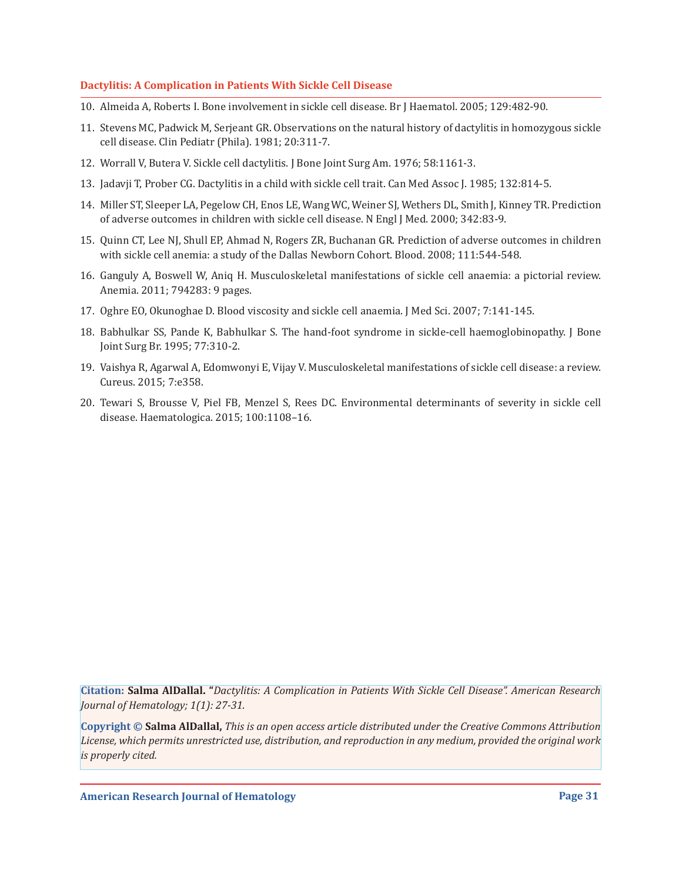10. Almeida A, Roberts I. Bone involvement in sickle cell disease. Br J Haematol. 2005; 129:482-90.
11. Stevens MC, Padwick M, Serjeant GR. Observations on the natural history of dactylitis in homozygous sickle cell disease. Clin Pediatr (Phila). 1981; 20:311-7.
12. Worrall V, Butera V. Sickle cell dactylitis. J Bone Joint Surg Am. 1976; 58:1161-3.
13. Jadavji T, Prober CG. Dactylitis in a child with sickle cell trait. Can Med Assoc J. 1985; 132:814-5.
14. Miller ST, Sleeper LA, Pegelow CH, Enos LE, Wang WC, Weiner SJ, Wethers DL, Smith J, Kinney TR. Prediction of adverse outcomes in children with sickle cell disease. N Engl J Med. 2000; 342:83-9.
15. Quinn CT, Lee NJ, Shull EP, Ahmad N, Rogers ZR, Buchanan GR. Prediction of adverse outcomes in children with sickle cell anemia: a study of the Dallas Newborn Cohort. Blood. 2008; 111:544-548.
16. Ganguly A, Boswell W, Aniq H. Musculoskeletal manifestations of sickle cell anaemia: a pictorial review. Anemia. 2011; 794283: 9 pages.
17. Oghre EO, Okunoghae D. Blood viscosity and sickle cell anaemia. J Med Sci. 2007; 7:141-145.
18. Babhulkar SS, Pande K, Babhulkar S. The hand-foot syndrome in sickle-cell haemoglobinopathy. J Bone Joint Surg Br. 1995; 77:310-2.
19. Vaishya R, Agarwal A, Edomwonyi E, Vijay V. Musculoskeletal manifestations of sickle cell disease: a review. Cureus. 2015; 7:e358.
20. Tewari S, Brousse V, Piel FB, Menzel S, Rees DC. Environmental determinants of severity in sickle cell disease. Haematologica. 2015; 100:1108–16.

**Citation:** **Salma AlDallal.** "*Dactylitis: A Complication in Patients With Sickle Cell Disease". American Research Journal of Hematology; 1(1): 27-31.*

**Copyright ©** **Salma AlDallal,** *This is an open access article distributed under the Creative Commons Attribution License, which permits unrestricted use, distribution, and reproduction in any medium, provided the original work is properly cited.*